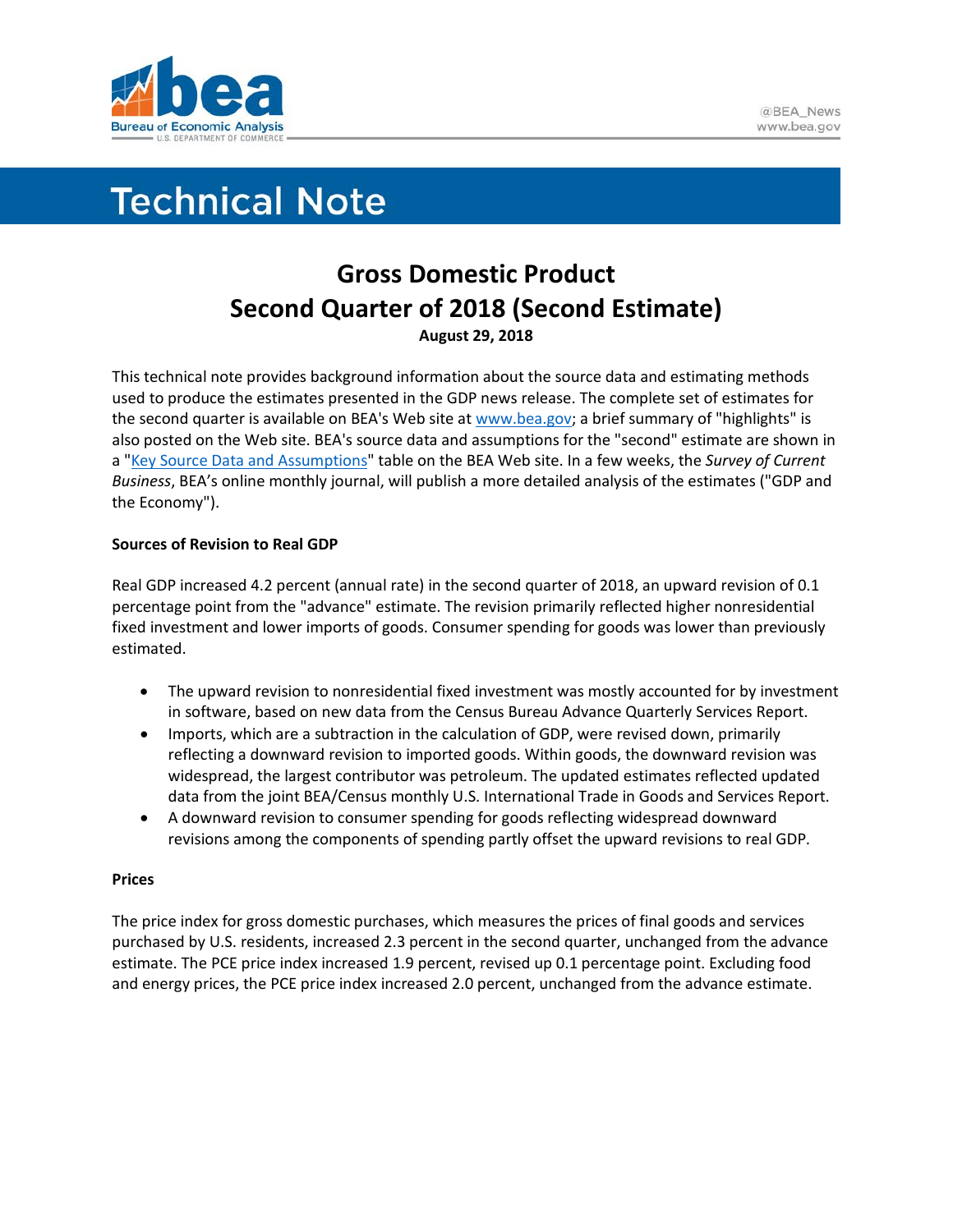# Technical Note

## Gross Domestic Product
## Second Quarter of 2018 (Second Estimate)

**August 29, 2018**

This technical note provides background information about the source data and estimating methods used to produce the estimates presented in the GDP news release. The complete set of estimates for the second quarter is available on BEA's Web site at www.bea.gov; a brief summary of "highlights" is also posted on the Web site. BEA's source data and assumptions for the "second" estimate are shown in a "Key Source Data and Assumptions" table on the BEA Web site. In a few weeks, the *Survey of Current Business*, BEA's online monthly journal, will publish a more detailed analysis of the estimates ("GDP and the Economy").

**Sources of Revision to Real GDP**

Real GDP increased 4.2 percent (annual rate) in the second quarter of 2018, an upward revision of 0.1 percentage point from the "advance" estimate. The revision primarily reflected higher nonresidential fixed investment and lower imports of goods. Consumer spending for goods was lower than previously estimated.

- The upward revision to nonresidential fixed investment was mostly accounted for by investment in software, based on new data from the Census Bureau Advance Quarterly Services Report.
- Imports, which are a subtraction in the calculation of GDP, were revised down, primarily reflecting a downward revision to imported goods. Within goods, the downward revision was widespread, the largest contributor was petroleum. The updated estimates reflected updated data from the joint BEA/Census monthly U.S. International Trade in Goods and Services Report.
- A downward revision to consumer spending for goods reflecting widespread downward revisions among the components of spending partly offset the upward revisions to real GDP.

**Prices**

The price index for gross domestic purchases, which measures the prices of final goods and services purchased by U.S. residents, increased 2.3 percent in the second quarter, unchanged from the advance estimate. The PCE price index increased 1.9 percent, revised up 0.1 percentage point. Excluding food and energy prices, the PCE price index increased 2.0 percent, unchanged from the advance estimate.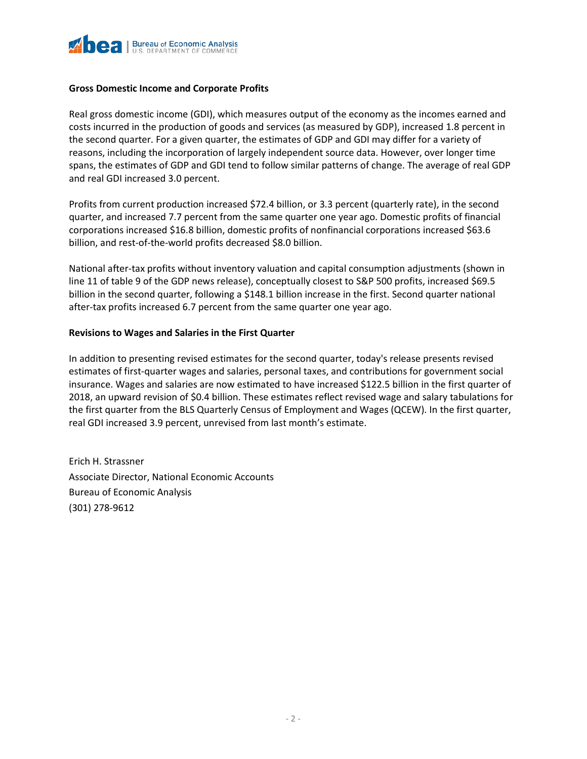**Gross Domestic Income and Corporate Profits**

Real gross domestic income (GDI), which measures output of the economy as the incomes earned and costs incurred in the production of goods and services (as measured by GDP), increased 1.8 percent in the second quarter. For a given quarter, the estimates of GDP and GDI may differ for a variety of reasons, including the incorporation of largely independent source data. However, over longer time spans, the estimates of GDP and GDI tend to follow similar patterns of change. The average of real GDP and real GDI increased 3.0 percent.

Profits from current production increased $72.4 billion, or 3.3 percent (quarterly rate), in the second quarter, and increased 7.7 percent from the same quarter one year ago. Domestic profits of financial corporations increased $16.8 billion, domestic profits of nonfinancial corporations increased $63.6 billion, and rest-of-the-world profits decreased $8.0 billion.

National after-tax profits without inventory valuation and capital consumption adjustments (shown in line 11 of table 9 of the GDP news release), conceptually closest to S&P 500 profits, increased $69.5 billion in the second quarter, following a $148.1 billion increase in the first. Second quarter national after-tax profits increased 6.7 percent from the same quarter one year ago.

**Revisions to Wages and Salaries in the First Quarter**

In addition to presenting revised estimates for the second quarter, today's release presents revised estimates of first-quarter wages and salaries, personal taxes, and contributions for government social insurance. Wages and salaries are now estimated to have increased $122.5 billion in the first quarter of 2018, an upward revision of $0.4 billion. These estimates reflect revised wage and salary tabulations for the first quarter from the BLS Quarterly Census of Employment and Wages (QCEW). In the first quarter, real GDI increased 3.9 percent, unrevised from last month's estimate.

Erich H. Strassner
Associate Director, National Economic Accounts
Bureau of Economic Analysis
(301) 278-9612